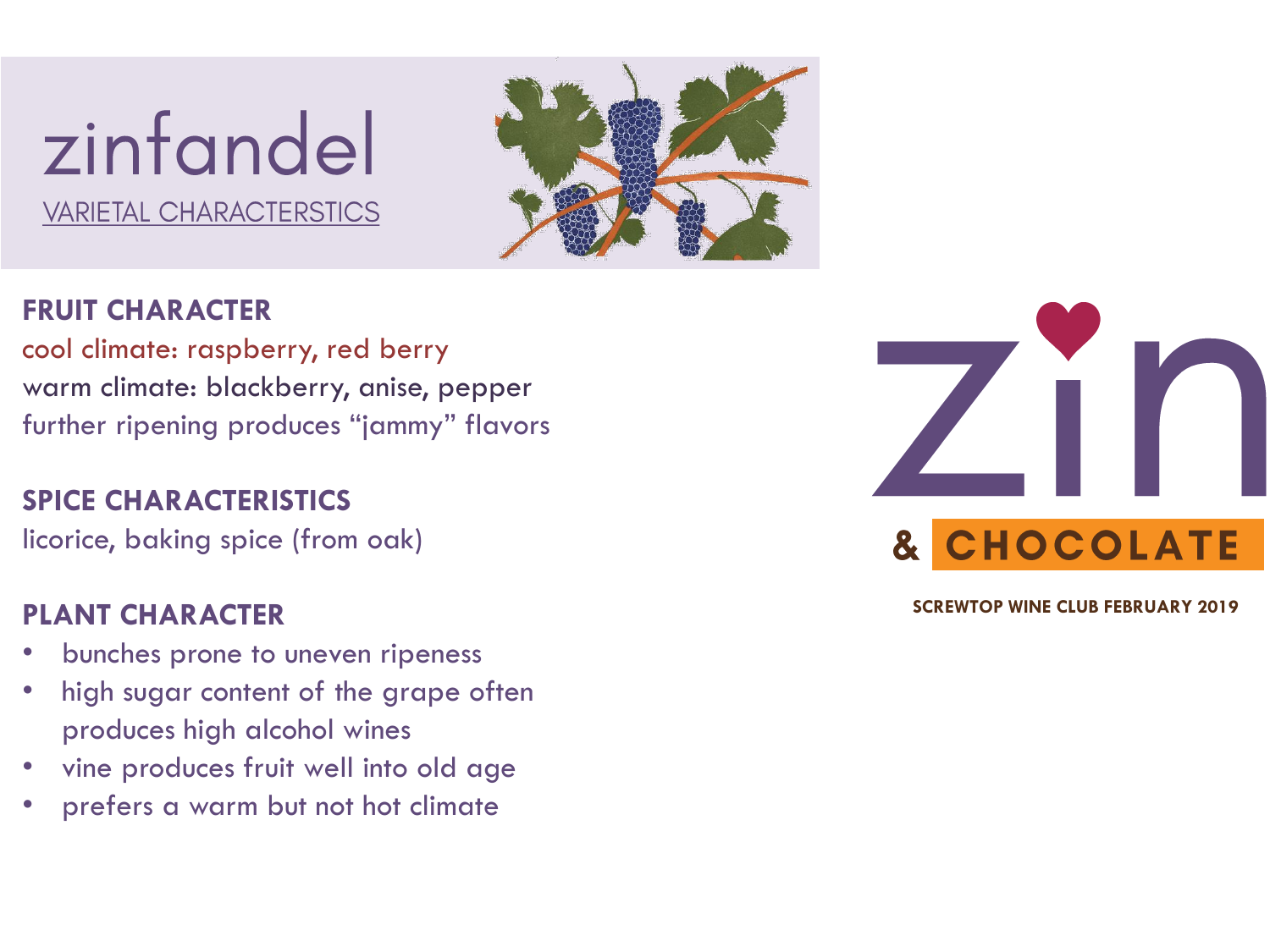# zinfandel

## VARIETAL CHARACTERSTICS

### FRUIT CHARACTER

cool climate: raspberry, red berry

warm climate: blackberry, anise, pepper

further ripening produces "jammy" flavors

### SPICE CHARACTERISTICS

licorice, baking spice (from oak)

### PLANT CHARACTER

- bunches prone to uneven ripeness
- high sugar content of the grape often produces high alcohol wines
- vine produces fruit well into old age
- prefers a warm but not hot climate

zin & CHOCOLATE

SCREWTOP WINE CLUB FEBRUARY 2019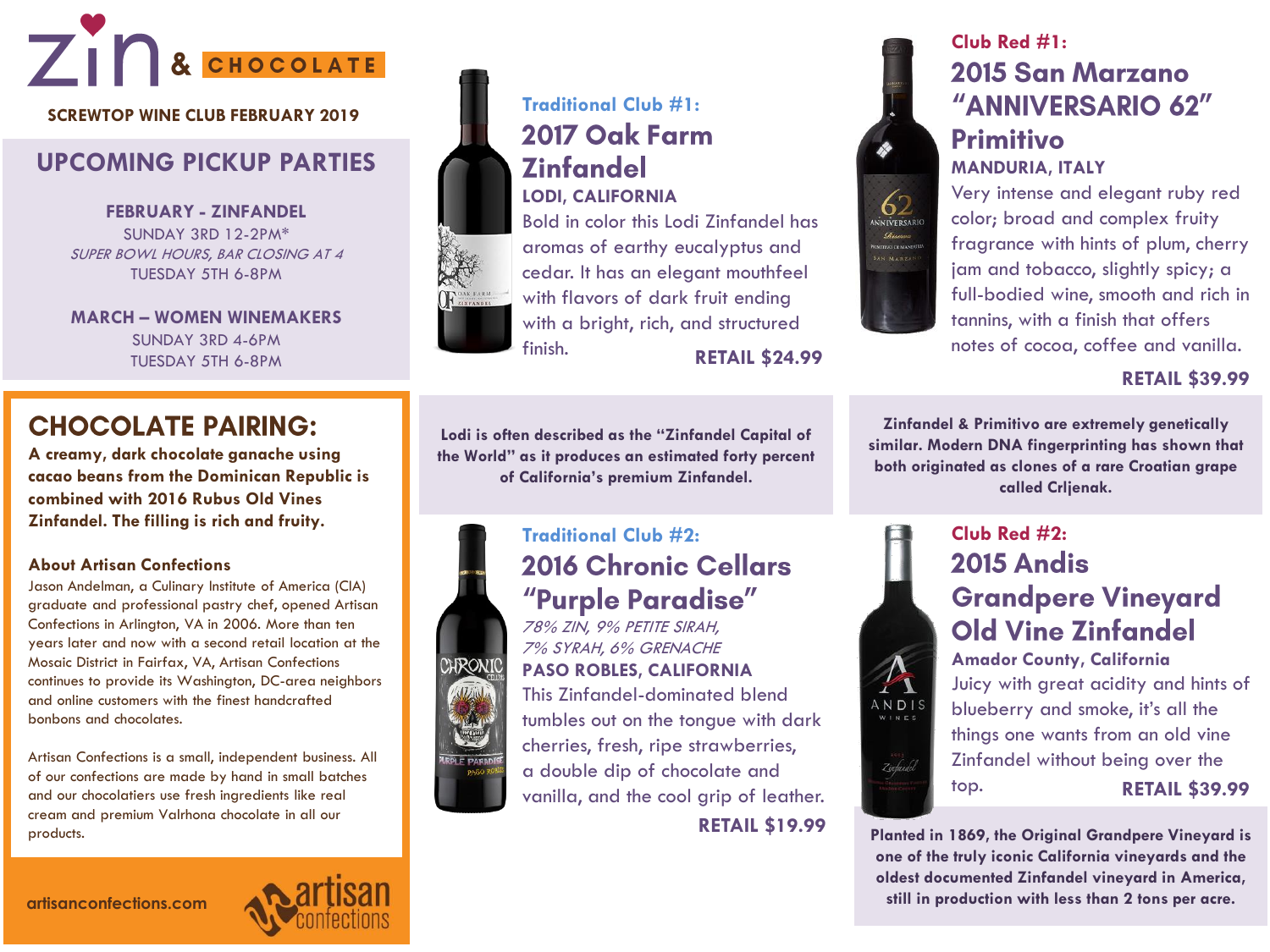# Zin & CHOCOLATE

**SCREWTOP WINE CLUB FEBRUARY 2019**

## UPCOMING PICKUP PARTIES

**FEBRUARY - ZINFANDEL**
SUNDAY 3RD 12-2PM*
*SUPER BOWL HOURS, BAR CLOSING AT 4*
TUESDAY 5TH 6-8PM

**MARCH – WOMEN WINEMAKERS**
SUNDAY 3RD 4-6PM
TUESDAY 5TH 6-8PM

## CHOCOLATE PAIRING:

**A creamy, dark chocolate ganache using cacao beans from the Dominican Republic is combined with 2016 Rubus Old Vines Zinfandel. The filling is rich and fruity.**

### About Artisan Confections

Jason Andelman, a Culinary Institute of America (CIA) graduate and professional pastry chef, opened Artisan Confections in Arlington, VA in 2006. More than ten years later and now with a second retail location at the Mosaic District in Fairfax, VA, Artisan Confections continues to provide its Washington, DC-area neighbors and online customers with the finest handcrafted bonbons and chocolates.

Artisan Confections is a small, independent business. All of our confections are made by hand in small batches and our chocolatiers use fresh ingredients like real cream and premium Valrhona chocolate in all our products.

artisanconfections.com

artisan confections

---

### Traditional Club #1:

## 2017 Oak Farm Zinfandel

**LODI, CALIFORNIA**

Bold in color this Lodi Zinfandel has aromas of earthy eucalyptus and cedar. It has an elegant mouthfeel with flavors of dark fruit ending with a bright, rich, and structured finish.

**RETAIL $24.99**

**Lodi is often described as the "Zinfandel Capital of the World" as it produces an estimated forty percent of California's premium Zinfandel.**

### Traditional Club #2:

## 2016 Chronic Cellars "Purple Paradise"

*78% ZIN, 9% PETITE SIRAH, 7% SYRAH, 6% GRENACHE*

**PASO ROBLES, CALIFORNIA**

This Zinfandel-dominated blend tumbles out on the tongue with dark cherries, fresh, ripe strawberries, a double dip of chocolate and vanilla, and the cool grip of leather.

**RETAIL $19.99**

---

### Club Red #1:

## 2015 San Marzano "ANNIVERSARIO 62" Primitivo

**MANDURIA, ITALY**

Very intense and elegant ruby red color; broad and complex fruity fragrance with hints of plum, cherry jam and tobacco, slightly spicy; a full-bodied wine, smooth and rich in tannins, with a finish that offers notes of cocoa, coffee and vanilla.

**RETAIL $39.99**

**Zinfandel & Primitivo are extremely genetically similar. Modern DNA fingerprinting has shown that both originated as clones of a rare Croatian grape called Crljenak.**

### Club Red #2:

## 2015 Andis Grandpere Vineyard Old Vine Zinfandel

**Amador County, California**

Juicy with great acidity and hints of blueberry and smoke, it's all the things one wants from an old vine Zinfandel without being over the top.

**RETAIL $39.99**

**Planted in 1869, the Original Grandpere Vineyard is one of the truly iconic California vineyards and the oldest documented Zinfandel vineyard in America, still in production with less than 2 tons per acre.**